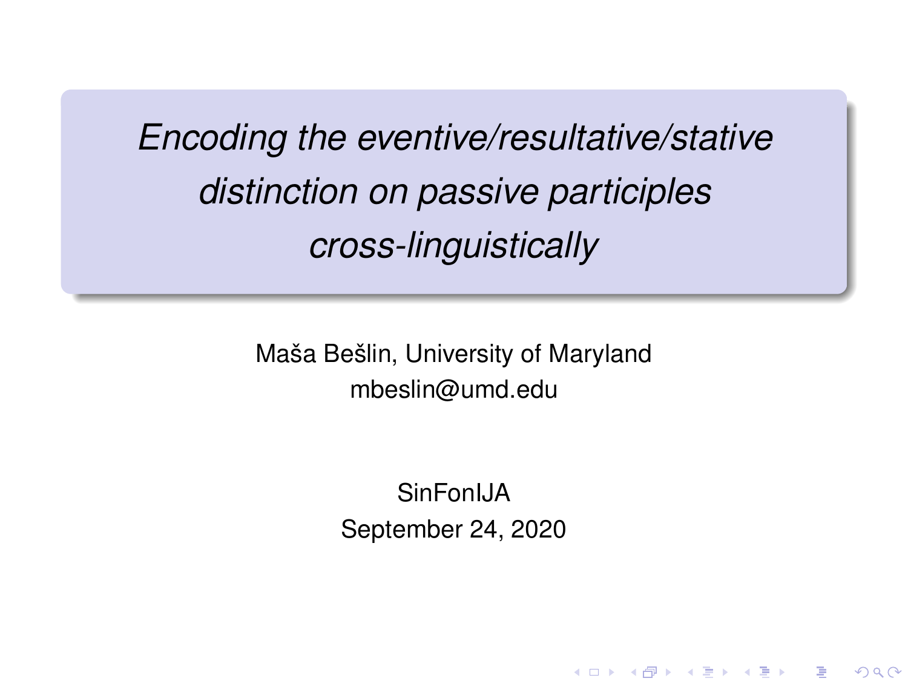# *Encoding the eventive/resultative/stative distinction on passive participles cross-linguistically*

Maša Bešlin, University of Maryland
mbeslin@umd.edu

SinFonIJA
September 24, 2020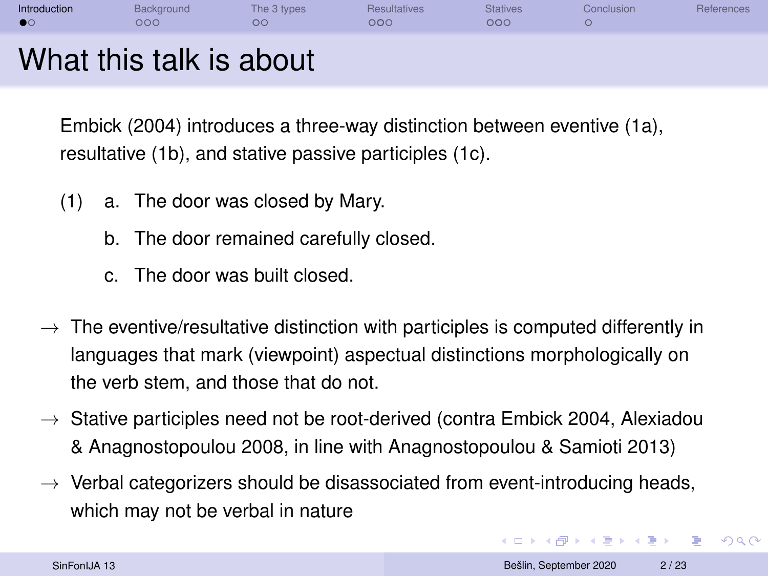# What this talk is about

Embick (2004) introduces a three-way distinction between eventive (1a), resultative (1b), and stative passive participles (1c).

(1) a. The door was closed by Mary.

b. The door remained carefully closed.

c. The door was built closed.

→ The eventive/resultative distinction with participles is computed differently in languages that mark (viewpoint) aspectual distinctions morphologically on the verb stem, and those that do not.

→ Stative participles need not be root-derived (contra Embick 2004, Alexiadou & Anagnostopoulou 2008, in line with Anagnostopoulou & Samioti 2013)

→ Verbal categorizers should be disassociated from event-introducing heads, which may not be verbal in nature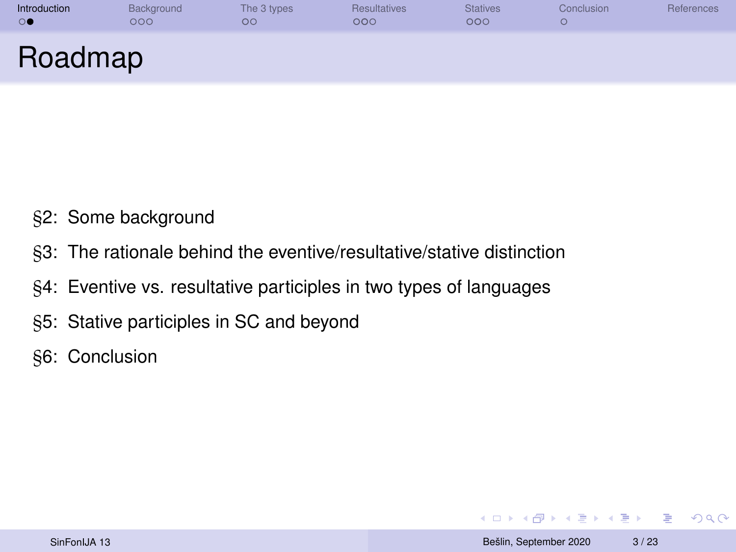# Roadmap

§2: Some background

§3: The rationale behind the eventive/resultative/stative distinction

§4: Eventive vs. resultative participles in two types of languages

§5: Stative participles in SC and beyond

§6: Conclusion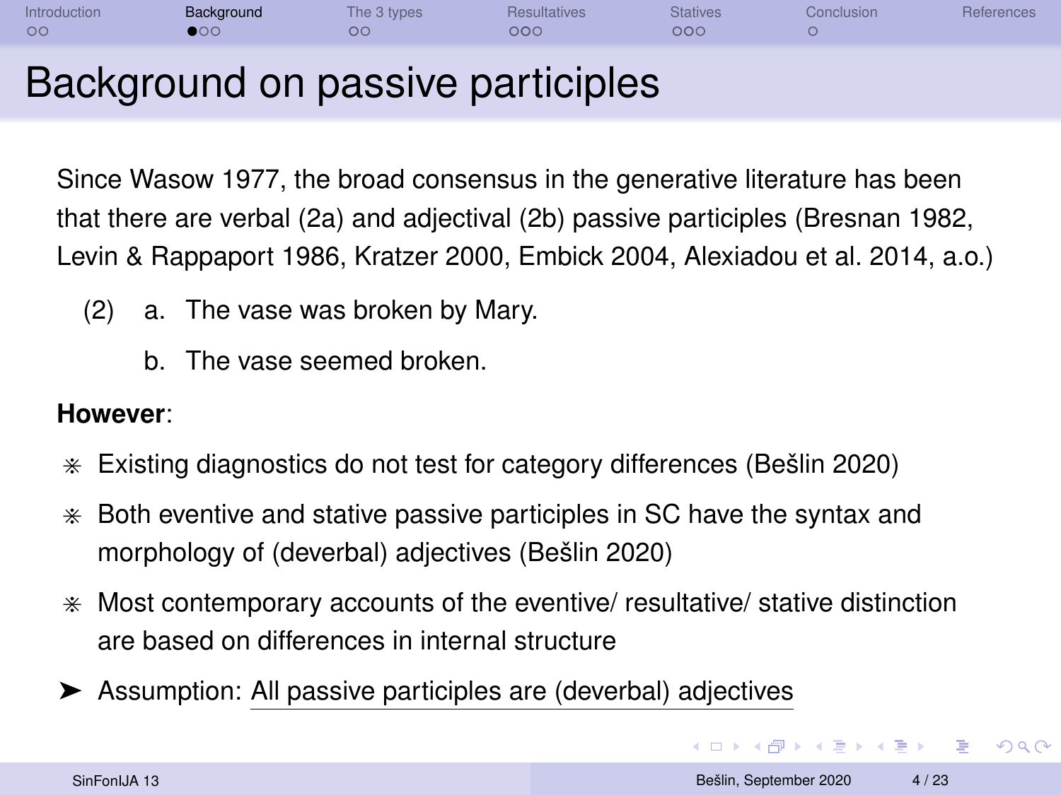# Background on passive participles

Since Wasow 1977, the broad consensus in the generative literature has been that there are verbal (2a) and adjectival (2b) passive participles (Bresnan 1982, Levin & Rappaport 1986, Kratzer 2000, Embick 2004, Alexiadou et al. 2014, a.o.)

(2) a. The vase was broken by Mary.

 b. The vase seemed broken.

**However**:

- Existing diagnostics do not test for category differences (Bešlin 2020)
- Both eventive and stative passive participles in SC have the syntax and morphology of (deverbal) adjectives (Bešlin 2020)
- Most contemporary accounts of the eventive/ resultative/ stative distinction are based on differences in internal structure

➤ Assumption: <u>All passive participles are (deverbal) adjectives</u>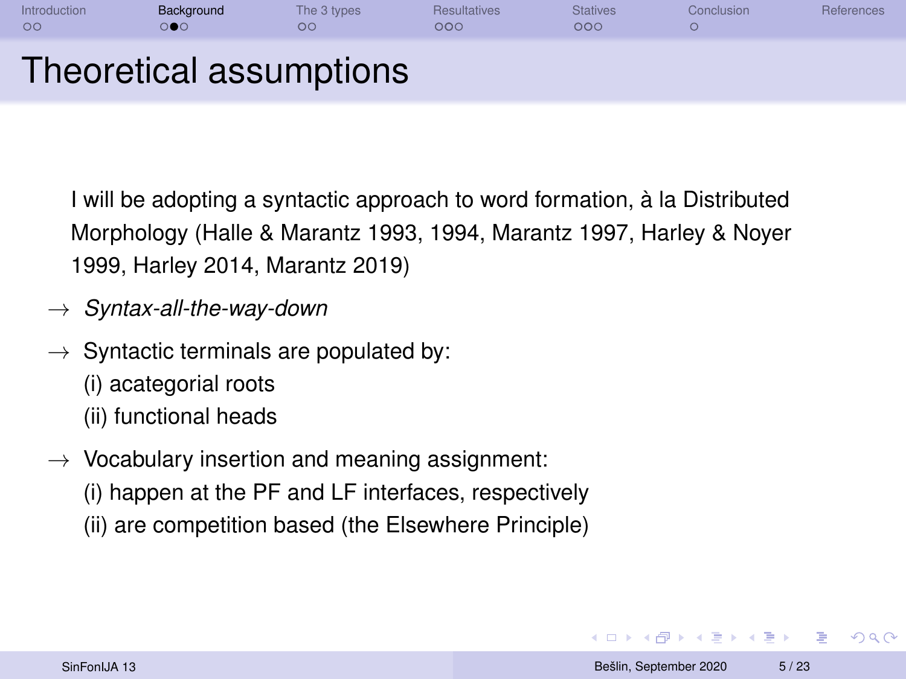# Theoretical assumptions

I will be adopting a syntactic approach to word formation, à la Distributed Morphology (Halle & Marantz 1993, 1994, Marantz 1997, Harley & Noyer 1999, Harley 2014, Marantz 2019)

→ *Syntax-all-the-way-down*

→ Syntactic terminals are populated by:
(i) acategorial roots
(ii) functional heads

→ Vocabulary insertion and meaning assignment:
(i) happen at the PF and LF interfaces, respectively
(ii) are competition based (the Elsewhere Principle)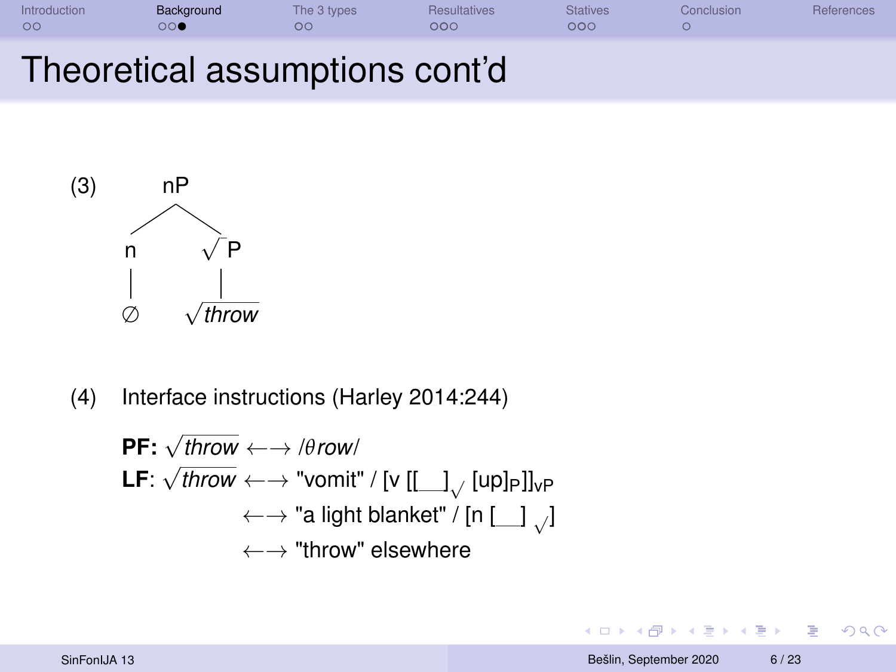# Theoretical assumptions cont'd

(3)

```
        nP
       /  \
      n    √P
      |     |
      ∅   √throw
```

(4) Interface instructions (Harley 2014:244)

**PF:** $\sqrt{\textit{throw}}$ ←→ /*θrow*/

**LF:** $\sqrt{\textit{throw}}$ ←→ "vomit" / [v [[\_\_]$_{\sqrt{}}$ [up]$_{\text{P}}$]]$_{\text{vP}}$

←→ "a light blanket" / [n [\_\_] $_{\sqrt{}}$]

←→ "throw" elsewhere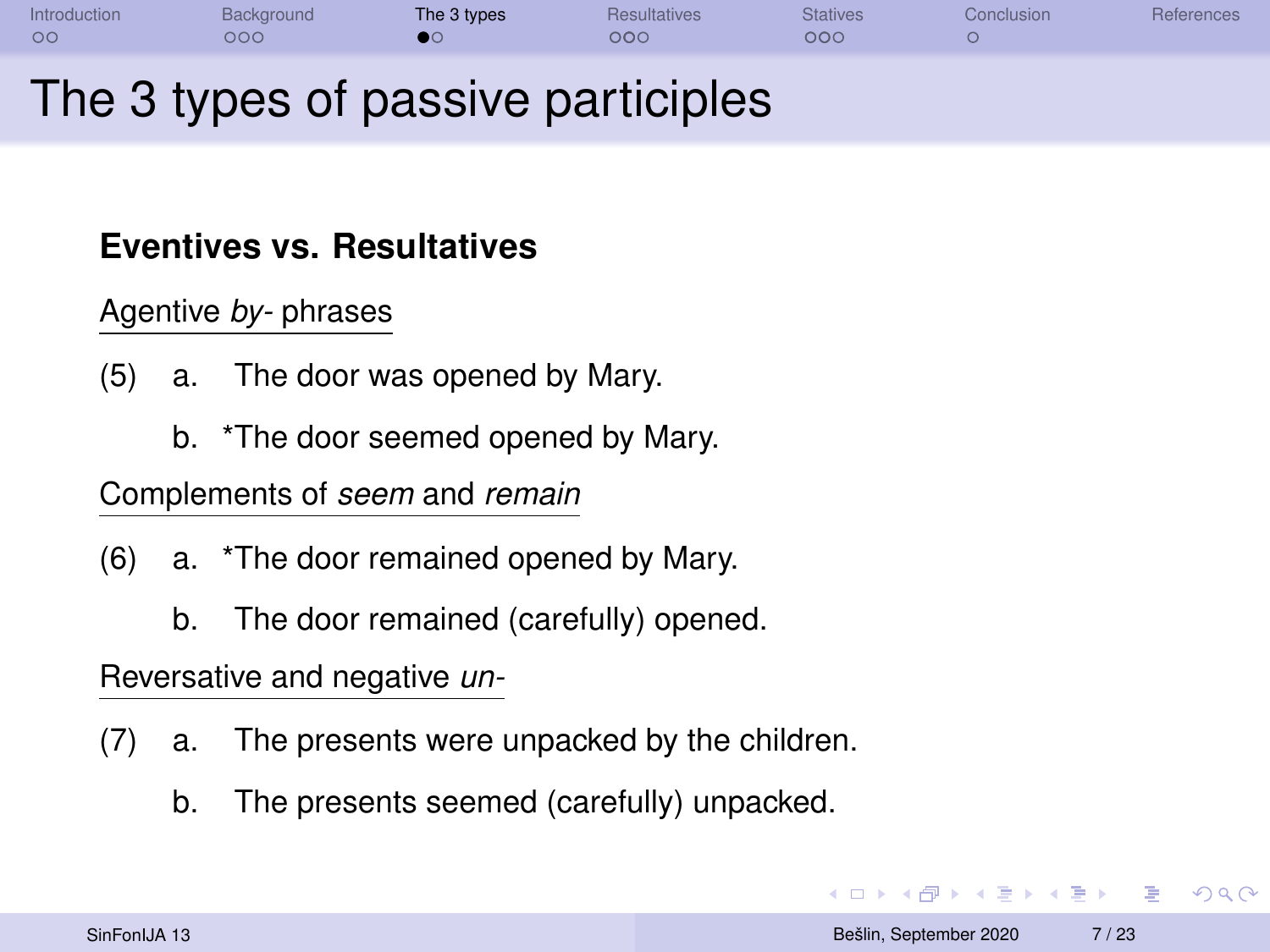# The 3 types of passive participles

**Eventives vs. Resultatives**

Agentive *by*- phrases

(5) a. The door was opened by Mary.

b. *The door seemed opened by Mary.

Complements of *seem* and *remain*

(6) a. *The door remained opened by Mary.

b. The door remained (carefully) opened.

Reversative and negative *un-*

(7) a. The presents were unpacked by the children.

b. The presents seemed (carefully) unpacked.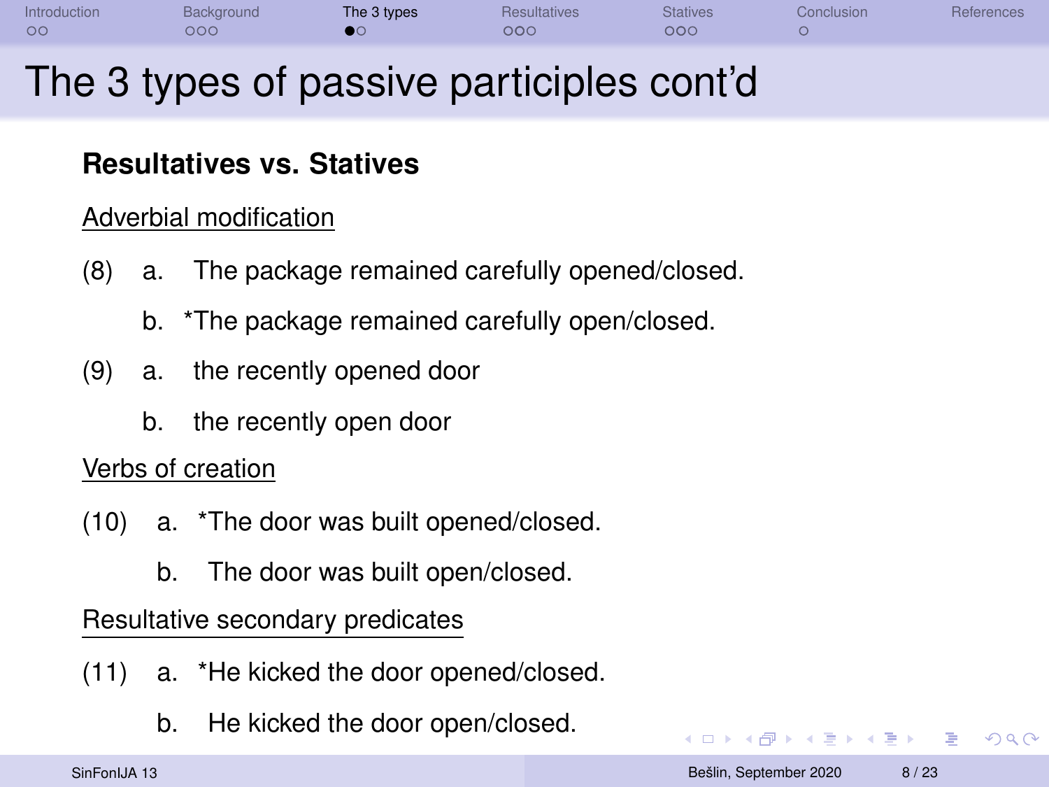# The 3 types of passive participles cont'd

**Resultatives vs. Statives**

Adverbial modification

(8) a. The package remained carefully opened/closed.

b. *The package remained carefully open/closed.

(9) a. the recently opened door

b. the recently open door

Verbs of creation

(10) a. *The door was built opened/closed.

b. The door was built open/closed.

Resultative secondary predicates

(11) a. *He kicked the door opened/closed.

b. He kicked the door open/closed.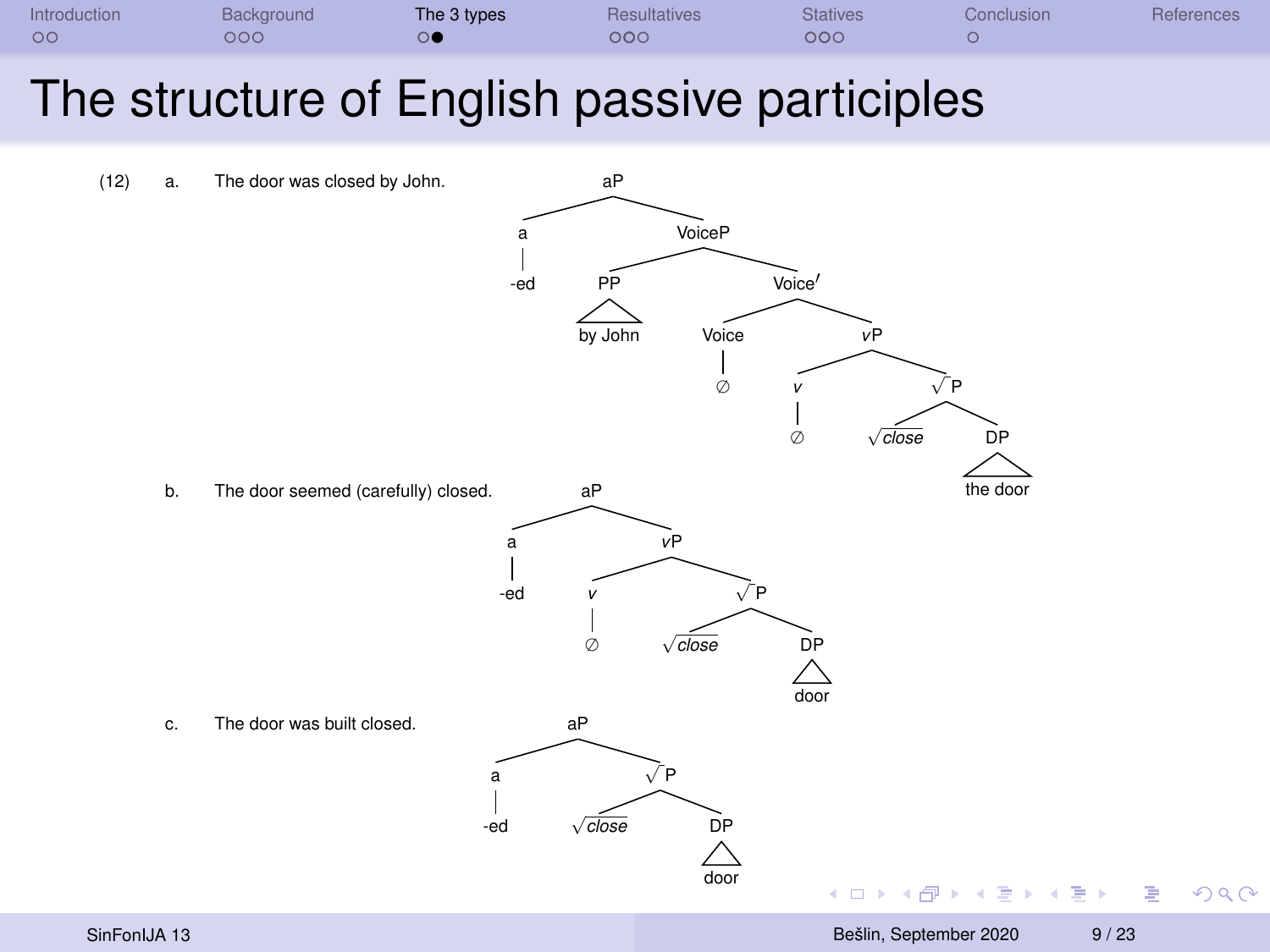# The structure of English passive participles

(12)

a. The door was closed by John.

$$[_{aP}\ [_{a}\ \text{-ed}]\ [_{VoiceP}\ [_{PP}\ \text{by John}]\ [_{Voice'}\ [_{Voice}\ \varnothing]\ [_{vP}\ [_{v}\ \varnothing]\ [_{\sqrt{P}}\ \sqrt{close}\ [_{DP}\ \text{the door}]]]]]]$$

b. The door seemed (carefully) closed.

$$[_{aP}\ [_{a}\ \text{-ed}]\ [_{vP}\ [_{v}\ \varnothing]\ [_{\sqrt{P}}\ \sqrt{close}\ [_{DP}\ \text{door}]]]]$$

c. The door was built closed.

$$[_{aP}\ [_{a}\ \text{-ed}]\ [_{\sqrt{P}}\ \sqrt{close}\ [_{DP}\ \text{door}]]]$$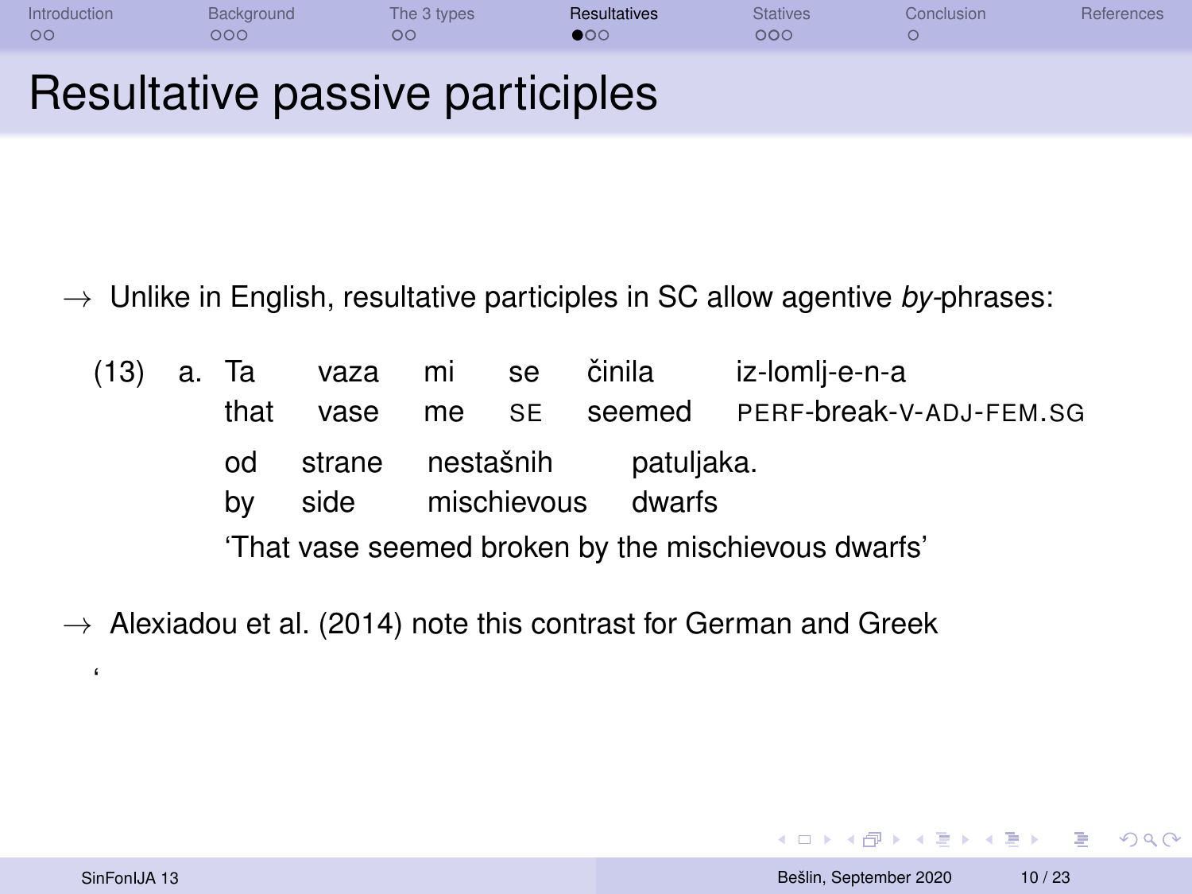# Resultative passive participles

→ Unlike in English, resultative participles in SC allow agentive *by*-phrases:

(13) a. Ta vaza mi se činila iz-lomlj-e-n-a
that vase me SE seemed PERF-break-V-ADJ-FEM.SG
od strane nestašnih patuljaka.
by side mischievous dwarfs
'That vase seemed broken by the mischievous dwarfs'

→ Alexiadou et al. (2014) note this contrast for German and Greek

'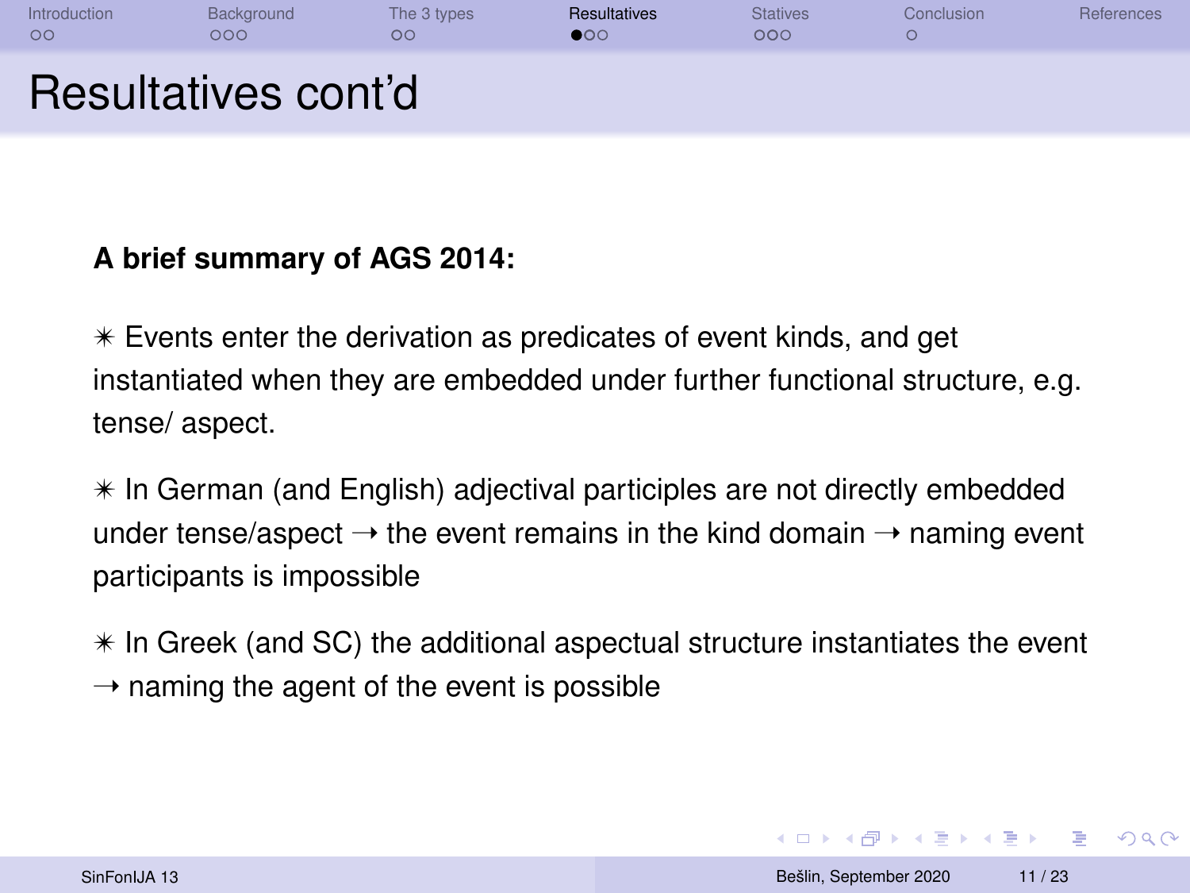# Resultatives cont'd

**A brief summary of AGS 2014:**

✳ Events enter the derivation as predicates of event kinds, and get instantiated when they are embedded under further functional structure, e.g. tense/ aspect.

✳ In German (and English) adjectival participles are not directly embedded under tense/aspect → the event remains in the kind domain → naming event participants is impossible

✳ In Greek (and SC) the additional aspectual structure instantiates the event → naming the agent of the event is possible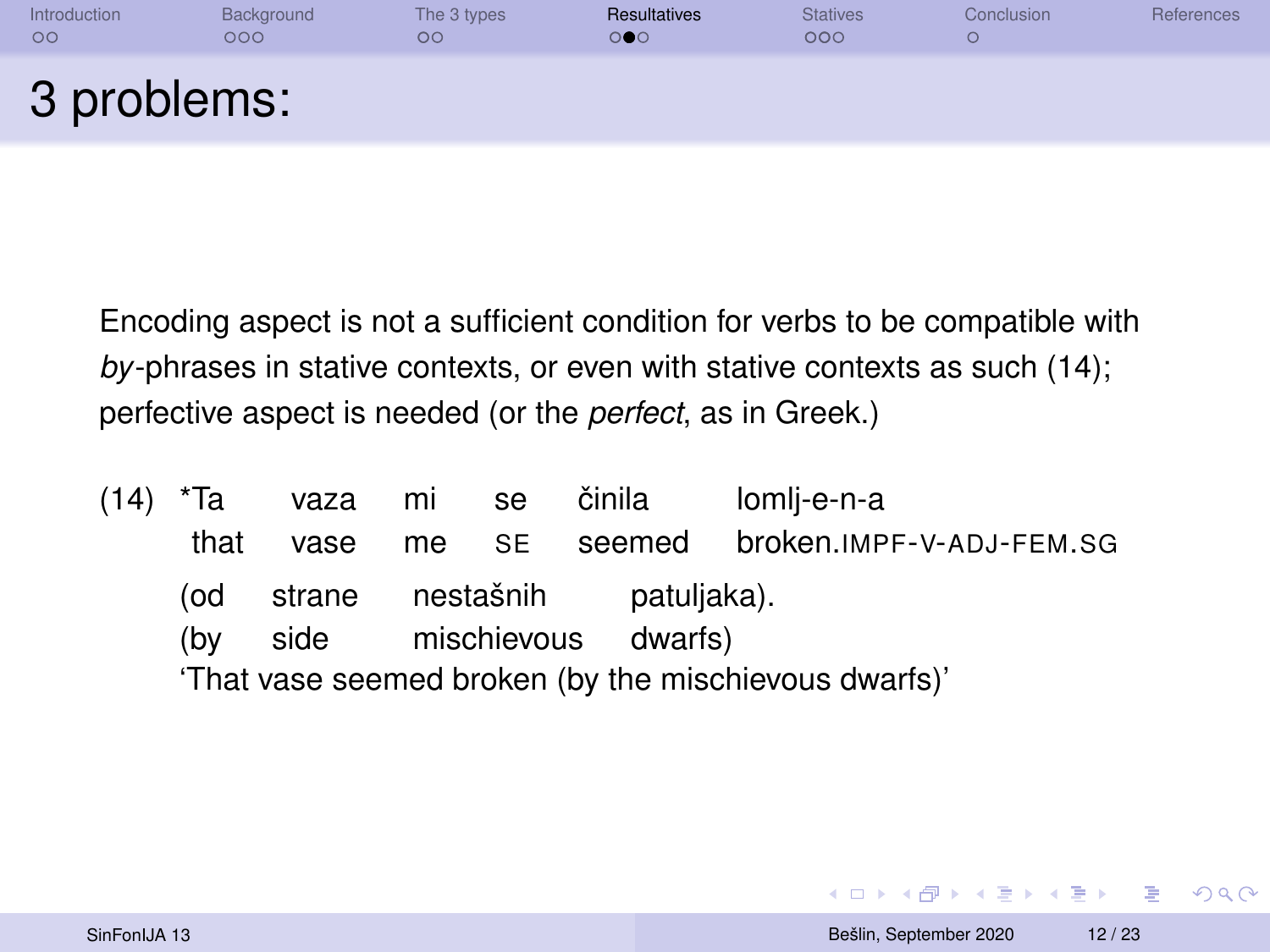# 3 problems:

Encoding aspect is not a sufficient condition for verbs to be compatible with *by*-phrases in stative contexts, or even with stative contexts as such (14); perfective aspect is needed (or the *perfect*, as in Greek.)

(14) *Ta vaza mi se činila lomlj-e-n-a
 that vase me SE seemed broken.IMPF-V-ADJ-FEM.SG
 (od strane nestašnih patuljaka).
 (by side mischievous dwarfs)
 'That vase seemed broken (by the mischievous dwarfs)'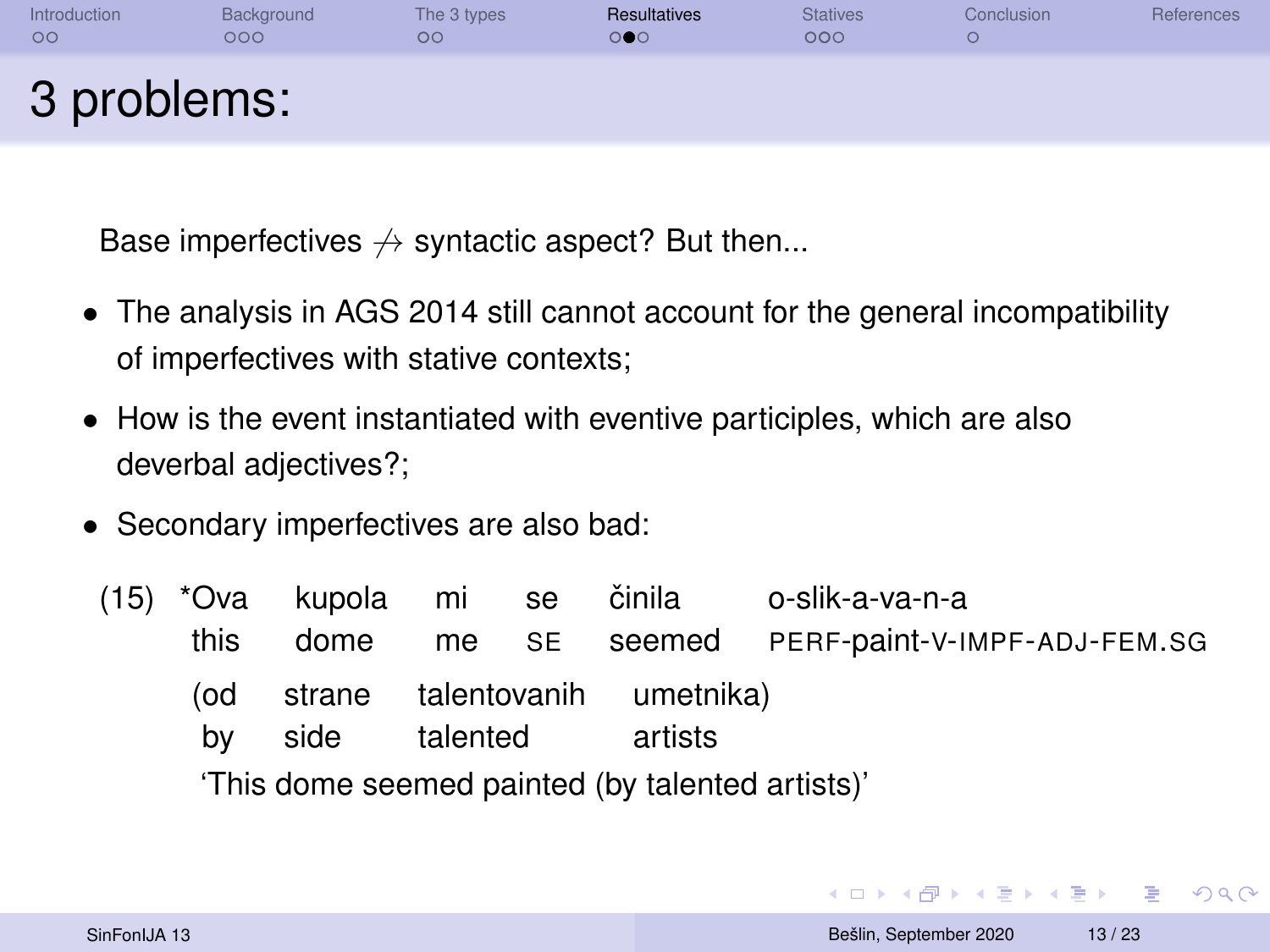# 3 problems:

Base imperfectives $\not\to$ syntactic aspect? But then...

- The analysis in AGS 2014 still cannot account for the general incompatibility of imperfectives with stative contexts;
- How is the event instantiated with eventive participles, which are also deverbal adjectives?;
- Secondary imperfectives are also bad:

(15) *Ova kupola mi se činila o-slik-a-va-n-a
this dome me SE seemed PERF-paint-V-IMPF-ADJ-FEM.SG
(od strane talentovanih umetnika)
by side talented artists
'This dome seemed painted (by talented artists)'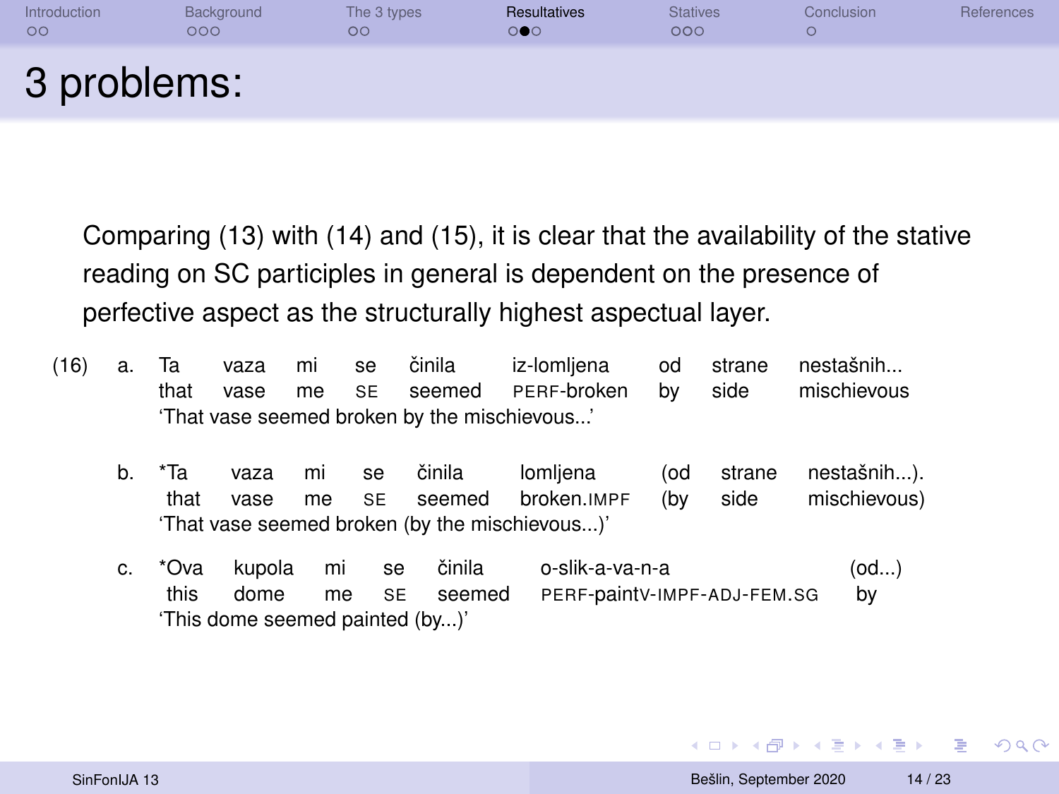# 3 problems:

Comparing (13) with (14) and (15), it is clear that the availability of the stative reading on SC participles in general is dependent on the presence of perfective aspect as the structurally highest aspectual layer.

(16) a. Ta vaza mi se činila iz-lomljena od strane nestašnih...
that vase me SE seemed PERF-broken by side mischievous
'That vase seemed broken by the mischievous...'

b. *Ta vaza mi se činila lomljena (od strane nestašnih...).
that vase me SE seemed broken.IMPF (by side mischievous)
'That vase seemed broken (by the mischievous...)'

c. *Ova kupola mi se činila o-slik-a-va-n-a (od...)
this dome me SE seemed PERF-paintV-IMPF-ADJ-FEM.SG by
'This dome seemed painted (by...)'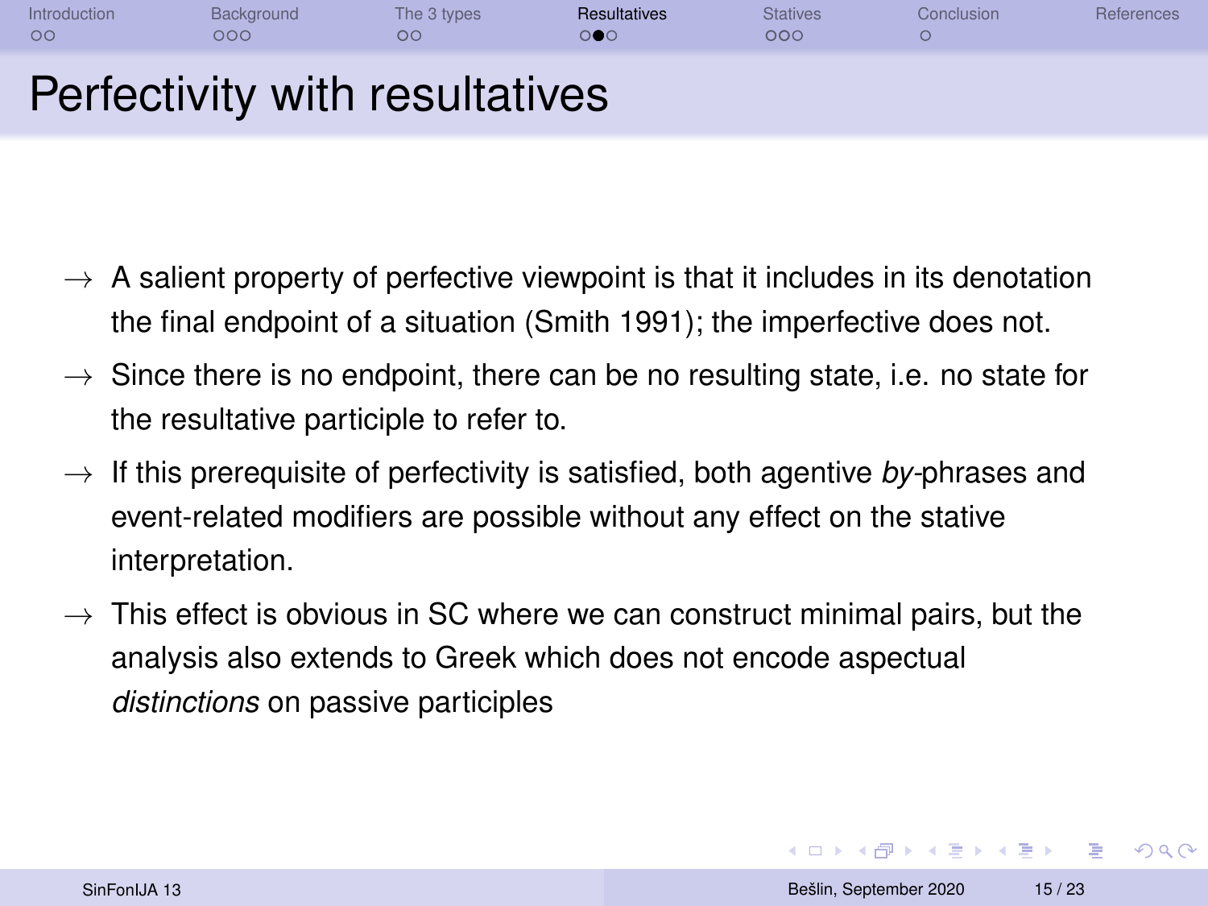# Perfectivity with resultatives

→ A salient property of perfective viewpoint is that it includes in its denotation the final endpoint of a situation (Smith 1991); the imperfective does not.

→ Since there is no endpoint, there can be no resulting state, i.e. no state for the resultative participle to refer to.

→ If this prerequisite of perfectivity is satisfied, both agentive *by*-phrases and event-related modifiers are possible without any effect on the stative interpretation.

→ This effect is obvious in SC where we can construct minimal pairs, but the analysis also extends to Greek which does not encode aspectual *distinctions* on passive participles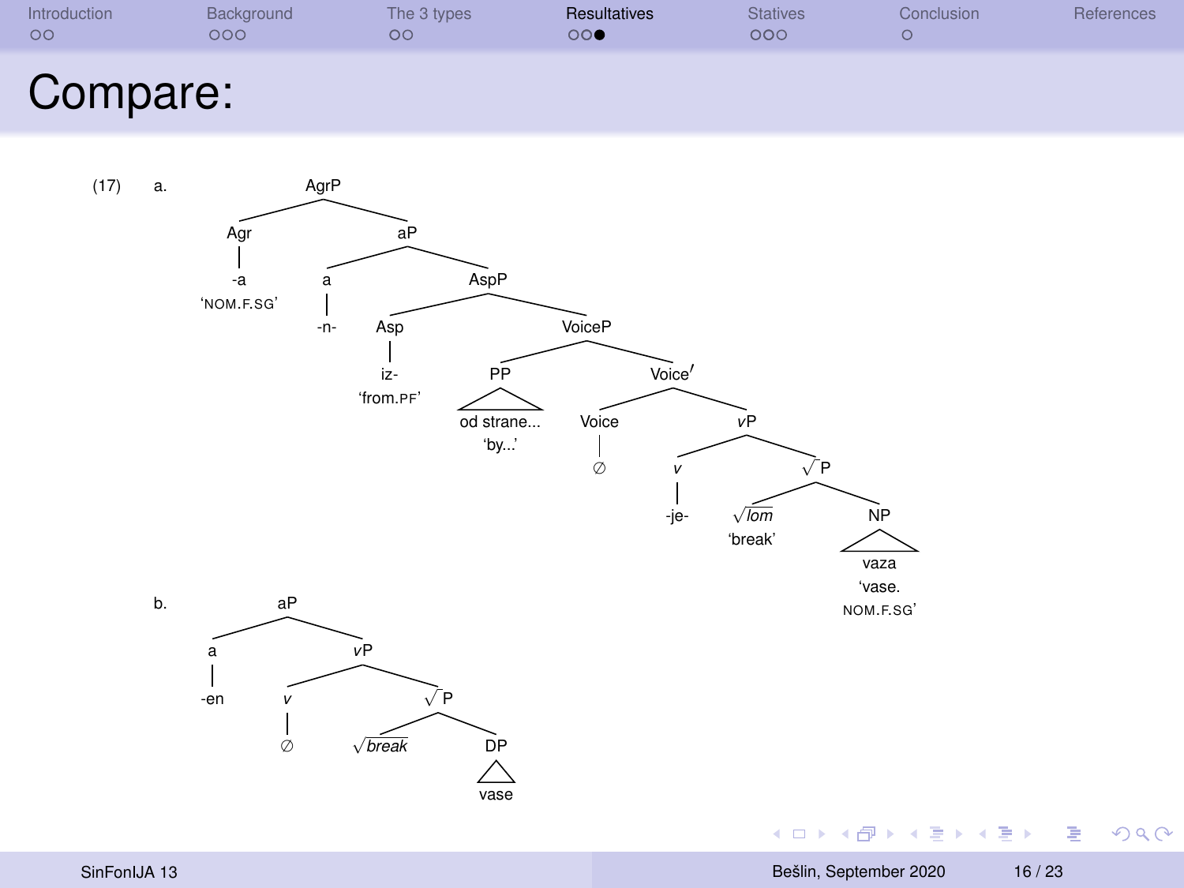# Compare:

(17) a.

```
[AgrP [Agr -a 'NOM.F.SG'] [aP [a -n-] [AspP [Asp iz- 'from.PF'] [VoiceP [PP od strane... 'by...'] [Voice′ [Voice ∅] [vP [v -je-] [√P [√lom 'break'] [NP vaza 'vase.NOM.F.SG']]]]]]]]
```

b.

```
[aP [a -en] [vP [v ∅] [√P [√break] [DP vase]]]]
```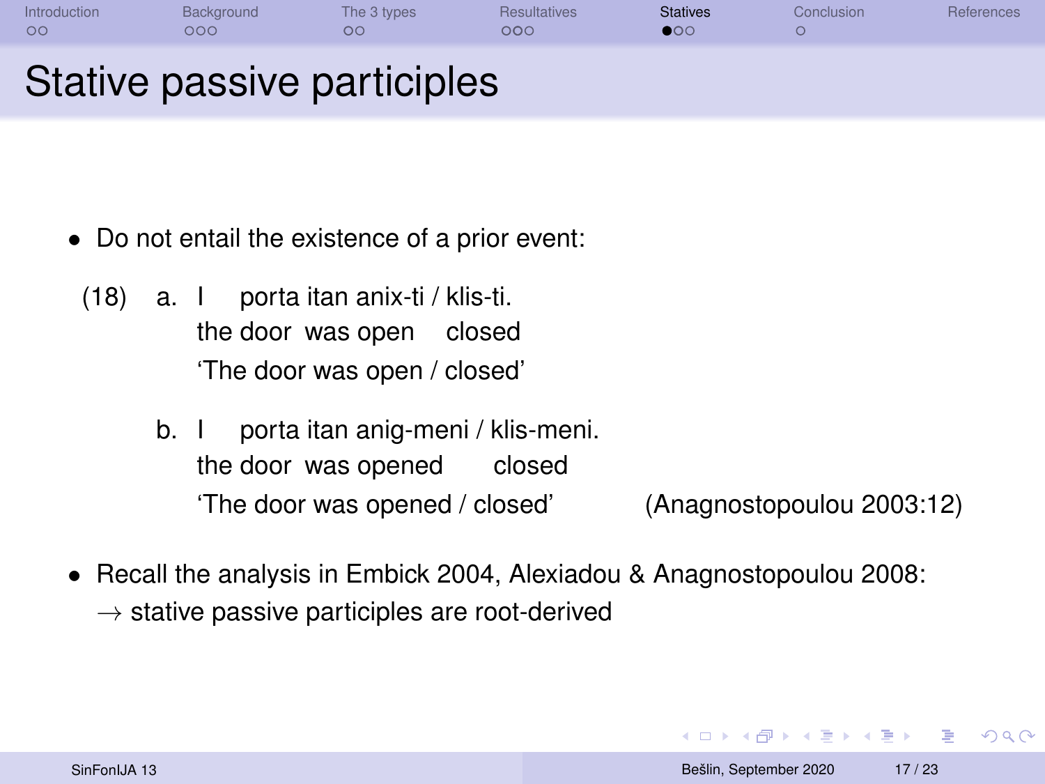# Stative passive participles

- Do not entail the existence of a prior event:

(18) a. I porta itan anix-ti / klis-ti.
the door was open closed
'The door was open / closed'

b. I porta itan anig-meni / klis-meni.
the door was opened closed
'The door was opened / closed' (Anagnostopoulou 2003:12)

- Recall the analysis in Embick 2004, Alexiadou & Anagnostopoulou 2008:
  → stative passive participles are root-derived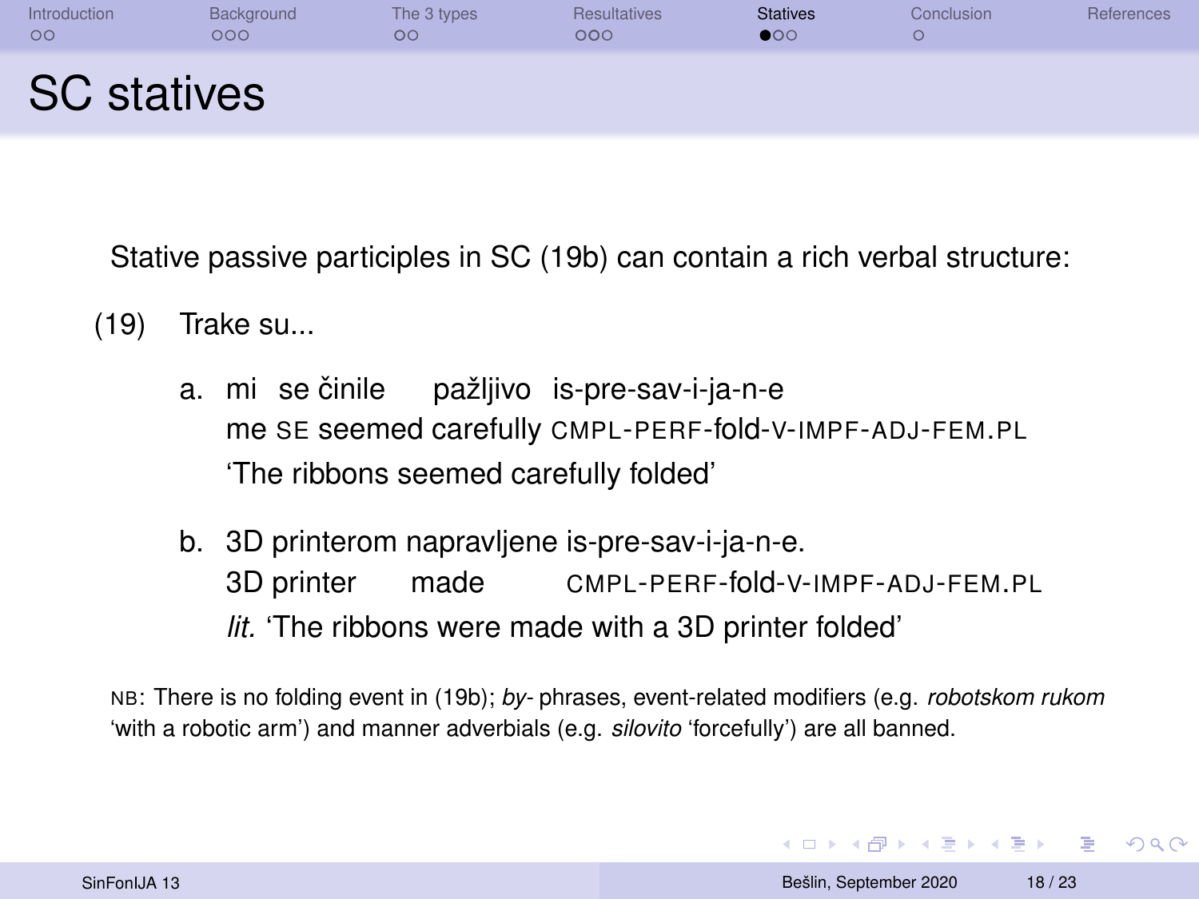# SC statives

Stative passive participles in SC (19b) can contain a rich verbal structure:

(19) Trake su...

a. mi se činile pažljivo is-pre-sav-i-ja-n-e
me SE seemed carefully CMPL-PERF-fold-V-IMPF-ADJ-FEM.PL
'The ribbons seemed carefully folded'

b. 3D printerom napravljene is-pre-sav-i-ja-n-e.
3D printer made CMPL-PERF-fold-V-IMPF-ADJ-FEM.PL
*lit.* 'The ribbons were made with a 3D printer folded'

NB: There is no folding event in (19b); *by-* phrases, event-related modifiers (e.g. *robotskom rukom* 'with a robotic arm') and manner adverbials (e.g. *silovito* 'forcefully') are all banned.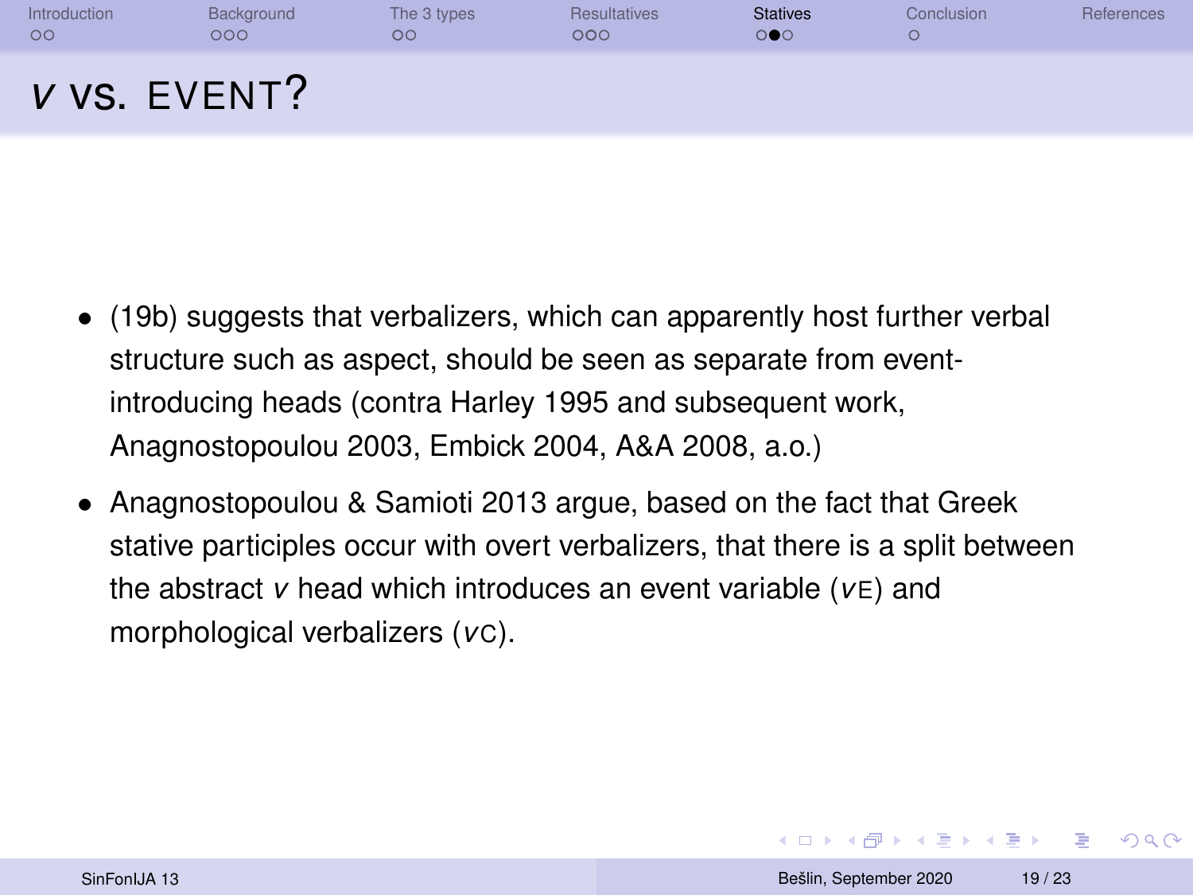# *v* vs. EVENT?

- (19b) suggests that verbalizers, which can apparently host further verbal structure such as aspect, should be seen as separate from event-introducing heads (contra Harley 1995 and subsequent work, Anagnostopoulou 2003, Embick 2004, A&A 2008, a.o.)
- Anagnostopoulou & Samioti 2013 argue, based on the fact that Greek stative participles occur with overt verbalizers, that there is a split between the abstract *v* head which introduces an event variable (*v*E) and morphological verbalizers (*v*C).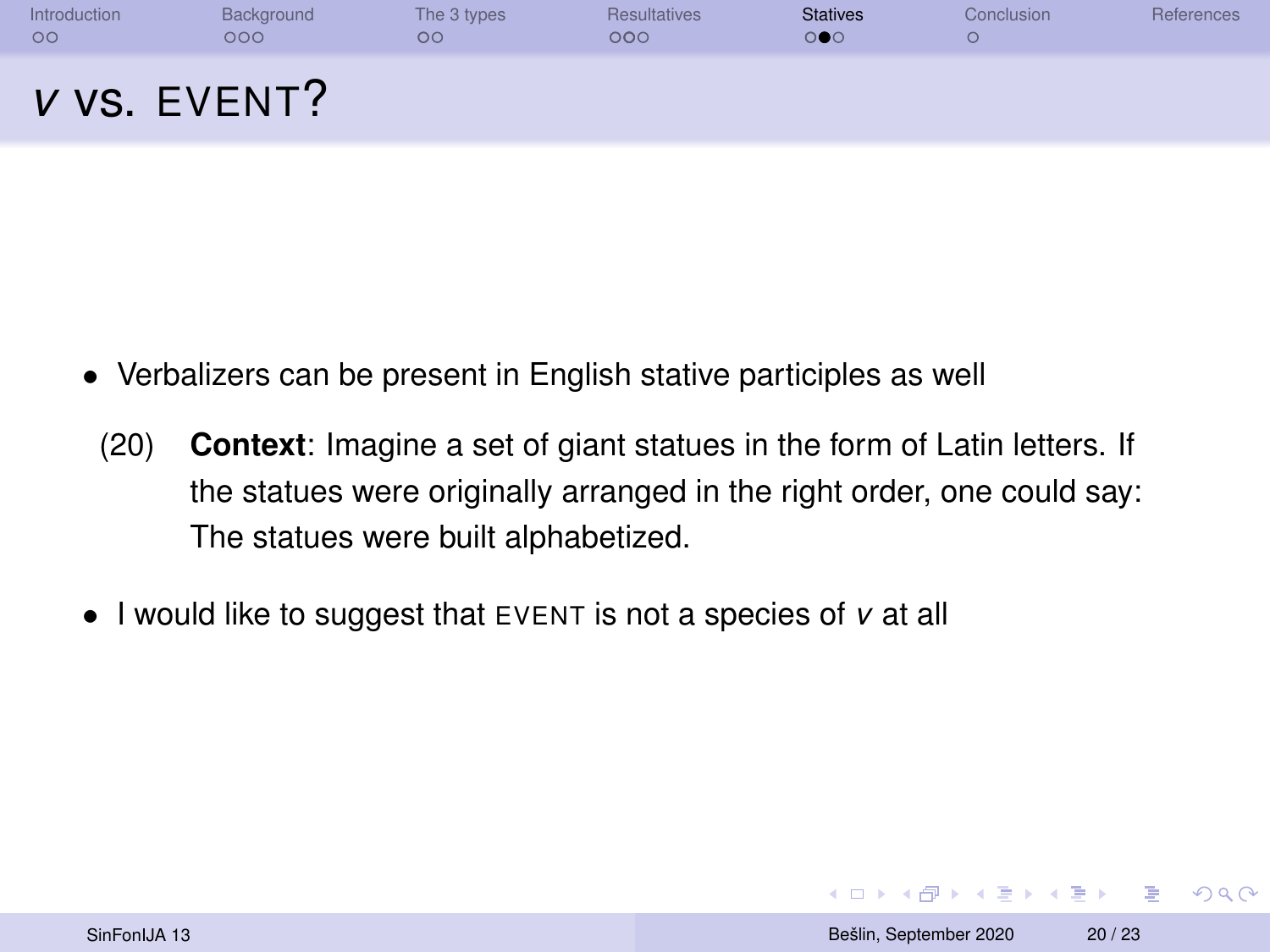# *v* vs. EVENT?

- Verbalizers can be present in English stative participles as well

(20) **Context**: Imagine a set of giant statues in the form of Latin letters. If the statues were originally arranged in the right order, one could say: The statues were built alphabetized.

- I would like to suggest that EVENT is not a species of *v* at all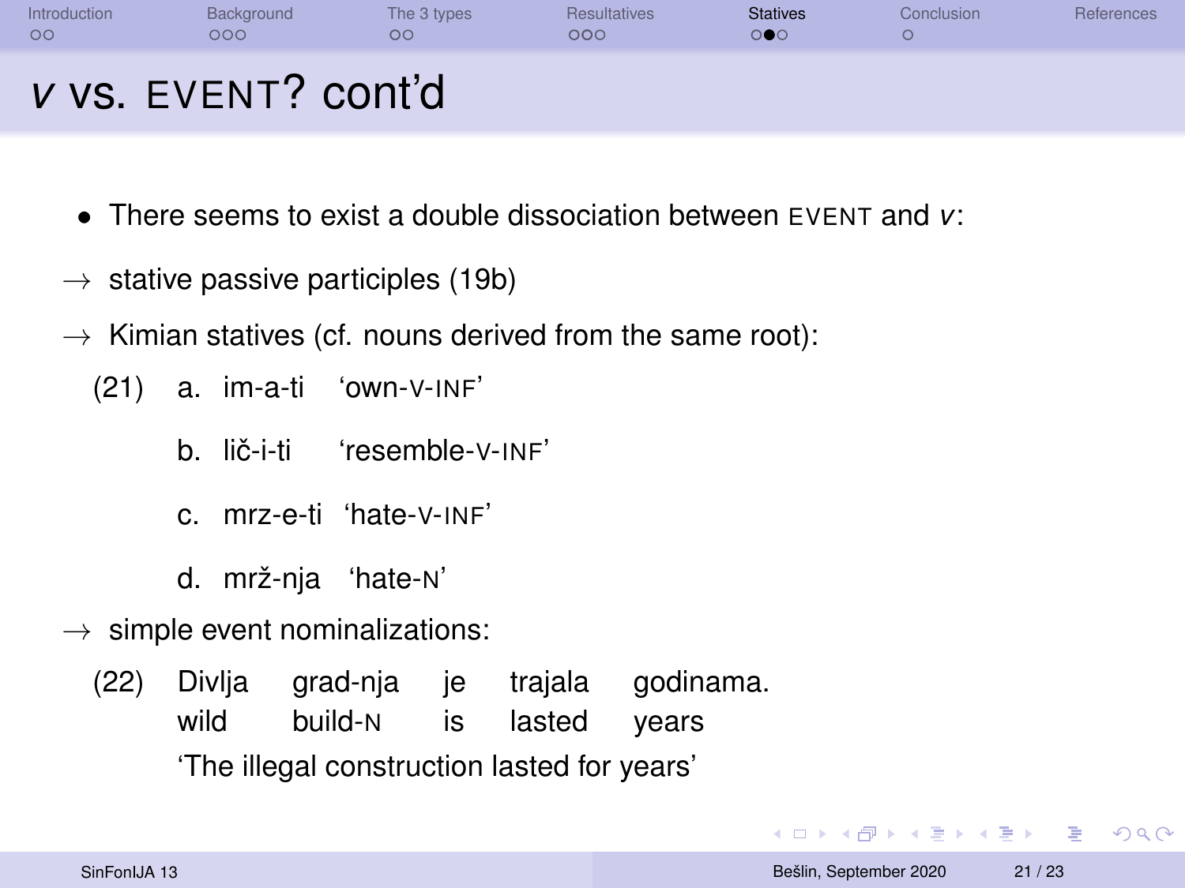# *v* vs. EVENT? cont'd

- There seems to exist a double dissociation between EVENT and *v*:

→ stative passive participles (19b)

→ Kimian statives (cf. nouns derived from the same root):

(21)
a. im-a-ti 'own-V-INF'

b. lič-i-ti 'resemble-V-INF'

c. mrz-e-ti 'hate-V-INF'

d. mrž-nja 'hate-N'

→ simple event nominalizations:

(22) Divlja grad-nja je trajala godinama.
wild build-N is lasted years
'The illegal construction lasted for years'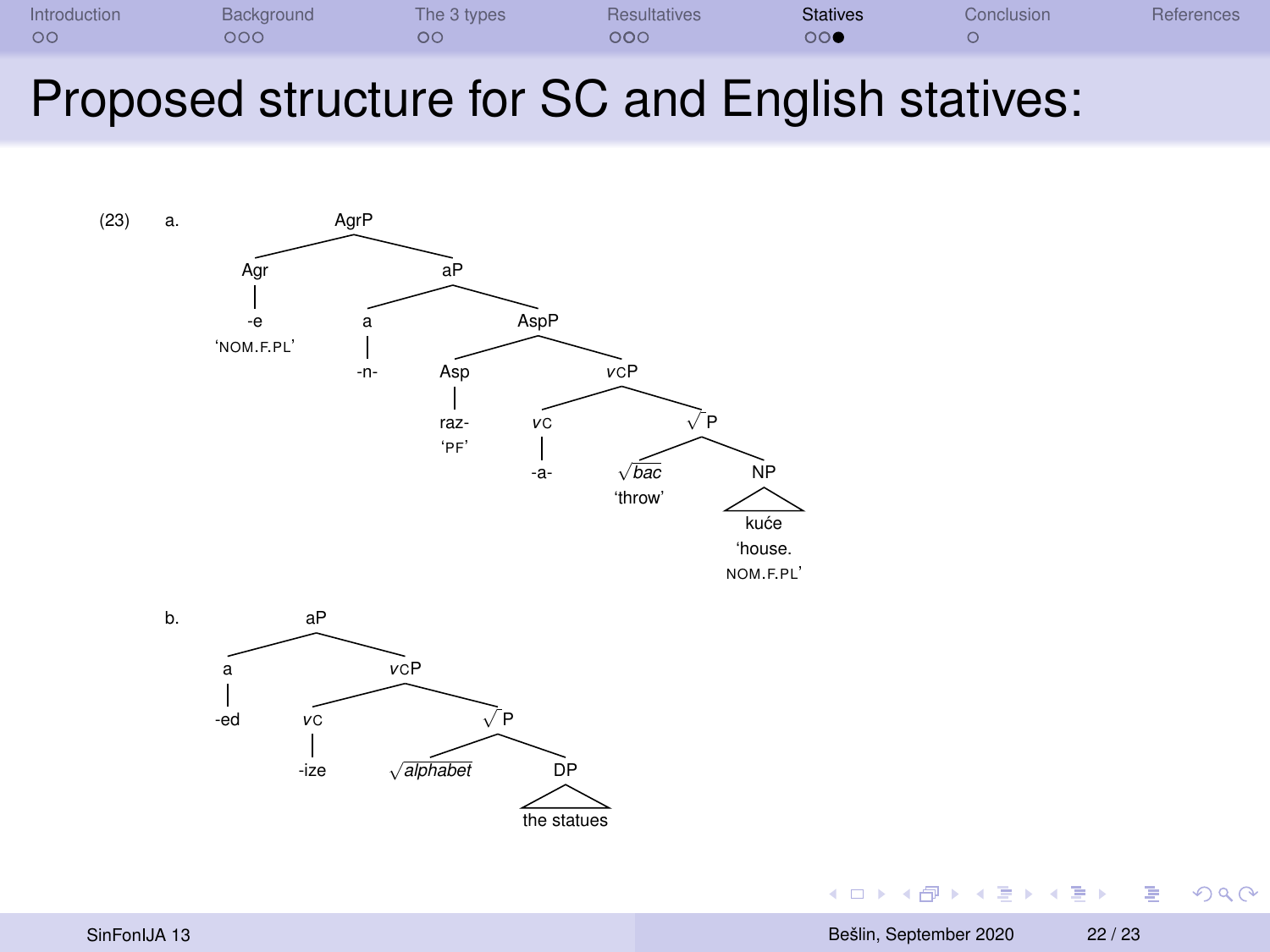# Proposed structure for SC and English statives:

(23) a.

```
AgrP
├── Agr
│   └── -e 'NOM.F.PL'
└── aP
    ├── a
    │   └── -n-
    └── AspP
        ├── Asp
        │   └── raz- 'PF'
        └── vcP
            ├── vc
            │   └── -a-
            └── √P
                ├── √bac 'throw'
                └── NP
                    └── kuće 'house.NOM.F.PL'
```

b.

```
aP
├── a
│   └── -ed
└── vcP
    ├── vc
    │   └── -ize
    └── √P
        ├── √alphabet
        └── DP
            └── the statues
```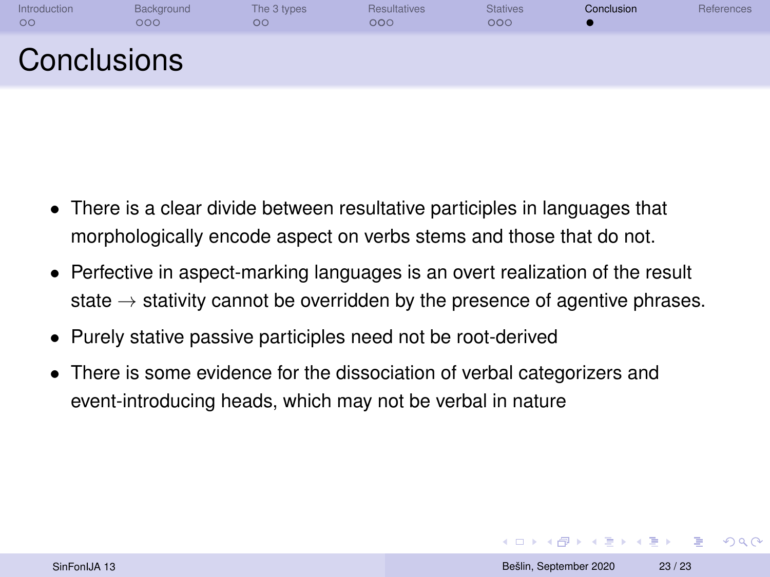# Conclusions

- There is a clear divide between resultative participles in languages that morphologically encode aspect on verbs stems and those that do not.
- Perfective in aspect-marking languages is an overt realization of the result state $\rightarrow$ stativity cannot be overridden by the presence of agentive phrases.
- Purely stative passive participles need not be root-derived
- There is some evidence for the dissociation of verbal categorizers and event-introducing heads, which may not be verbal in nature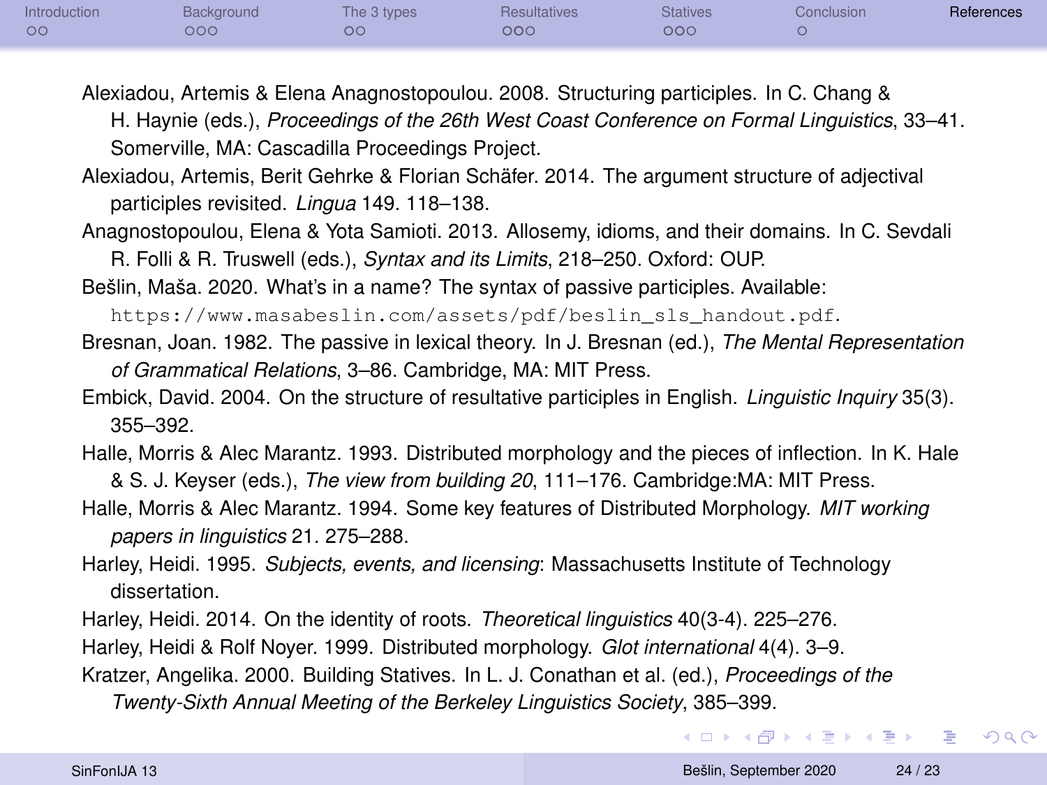# References

Alexiadou, Artemis & Elena Anagnostopoulou. 2008. Structuring participles. In C. Chang & H. Haynie (eds.), *Proceedings of the 26th West Coast Conference on Formal Linguistics*, 33–41. Somerville, MA: Cascadilla Proceedings Project.

Alexiadou, Artemis, Berit Gehrke & Florian Schäfer. 2014. The argument structure of adjectival participles revisited. *Lingua* 149. 118–138.

Anagnostopoulou, Elena & Yota Samioti. 2013. Allosemy, idioms, and their domains. In C. Sevdali R. Folli & R. Truswell (eds.), *Syntax and its Limits*, 218–250. Oxford: OUP.

Bešlin, Maša. 2020. What's in a name? The syntax of passive participles. Available: `https://www.masabeslin.com/assets/pdf/beslin_sls_handout.pdf`.

Bresnan, Joan. 1982. The passive in lexical theory. In J. Bresnan (ed.), *The Mental Representation of Grammatical Relations*, 3–86. Cambridge, MA: MIT Press.

Embick, David. 2004. On the structure of resultative participles in English. *Linguistic Inquiry* 35(3). 355–392.

Halle, Morris & Alec Marantz. 1993. Distributed morphology and the pieces of inflection. In K. Hale & S. J. Keyser (eds.), *The view from building 20*, 111–176. Cambridge:MA: MIT Press.

Halle, Morris & Alec Marantz. 1994. Some key features of Distributed Morphology. *MIT working papers in linguistics* 21. 275–288.

Harley, Heidi. 1995. *Subjects, events, and licensing*: Massachusetts Institute of Technology dissertation.

Harley, Heidi. 2014. On the identity of roots. *Theoretical linguistics* 40(3-4). 225–276.

Harley, Heidi & Rolf Noyer. 1999. Distributed morphology. *Glot international* 4(4). 3–9.

Kratzer, Angelika. 2000. Building Statives. In L. J. Conathan et al. (ed.), *Proceedings of the Twenty-Sixth Annual Meeting of the Berkeley Linguistics Society*, 385–399.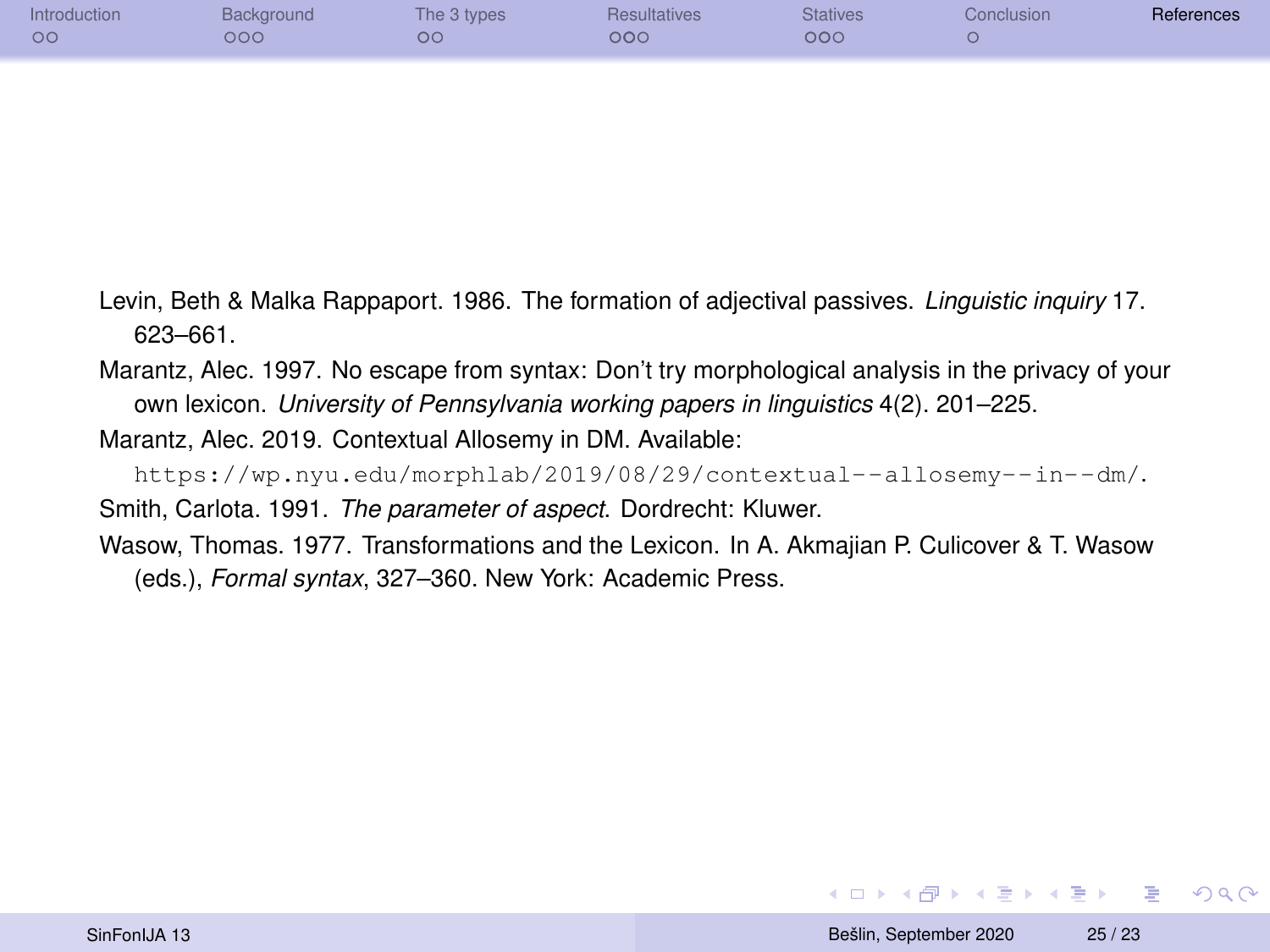Levin, Beth & Malka Rappaport. 1986. The formation of adjectival passives. *Linguistic inquiry* 17. 623–661.

Marantz, Alec. 1997. No escape from syntax: Don't try morphological analysis in the privacy of your own lexicon. *University of Pennsylvania working papers in linguistics* 4(2). 201–225.

Marantz, Alec. 2019. Contextual Allosemy in DM. Available: https://wp.nyu.edu/morphlab/2019/08/29/contextual--allosemy--in--dm/.

Smith, Carlota. 1991. *The parameter of aspect*. Dordrecht: Kluwer.

Wasow, Thomas. 1977. Transformations and the Lexicon. In A. Akmajian P. Culicover & T. Wasow (eds.), *Formal syntax*, 327–360. New York: Academic Press.